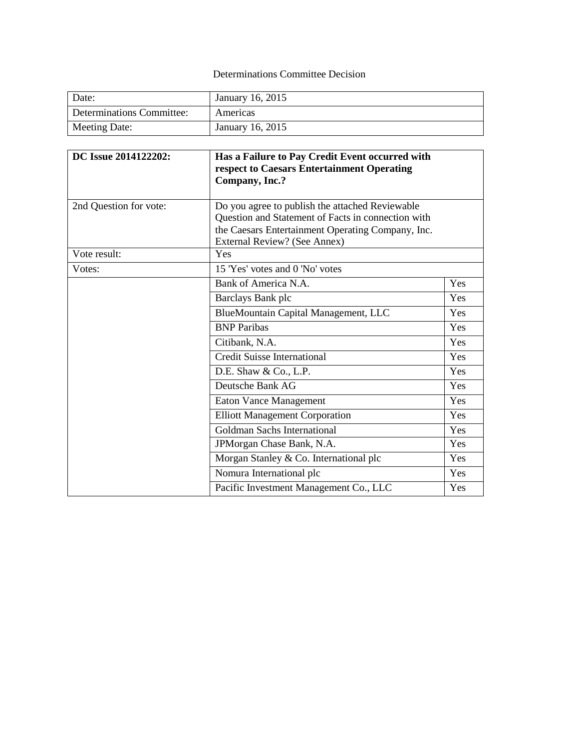Determinations Committee Decision

| Date: | January 16, 2015 |
|---|---|
| Determinations Committee: | Americas |
| Meeting Date: | January 16, 2015 |

| **DC Issue 2014122202:** | **Has a Failure to Pay Credit Event occurred with respect to Caesars Entertainment Operating Company, Inc.?** | |
|---|---|---|
| 2nd Question for vote: | Do you agree to publish the attached Reviewable Question and Statement of Facts in connection with the Caesars Entertainment Operating Company, Inc. External Review? (See Annex) | |
| Vote result: | Yes | |
| Votes: | 15 'Yes' votes and 0 'No' votes | |
| | Bank of America N.A. | Yes |
| | Barclays Bank plc | Yes |
| | BlueMountain Capital Management, LLC | Yes |
| | BNP Paribas | Yes |
| | Citibank, N.A. | Yes |
| | Credit Suisse International | Yes |
| | D.E. Shaw & Co., L.P. | Yes |
| | Deutsche Bank AG | Yes |
| | Eaton Vance Management | Yes |
| | Elliott Management Corporation | Yes |
| | Goldman Sachs International | Yes |
| | JPMorgan Chase Bank, N.A. | Yes |
| | Morgan Stanley & Co. International plc | Yes |
| | Nomura International plc | Yes |
| | Pacific Investment Management Co., LLC | Yes |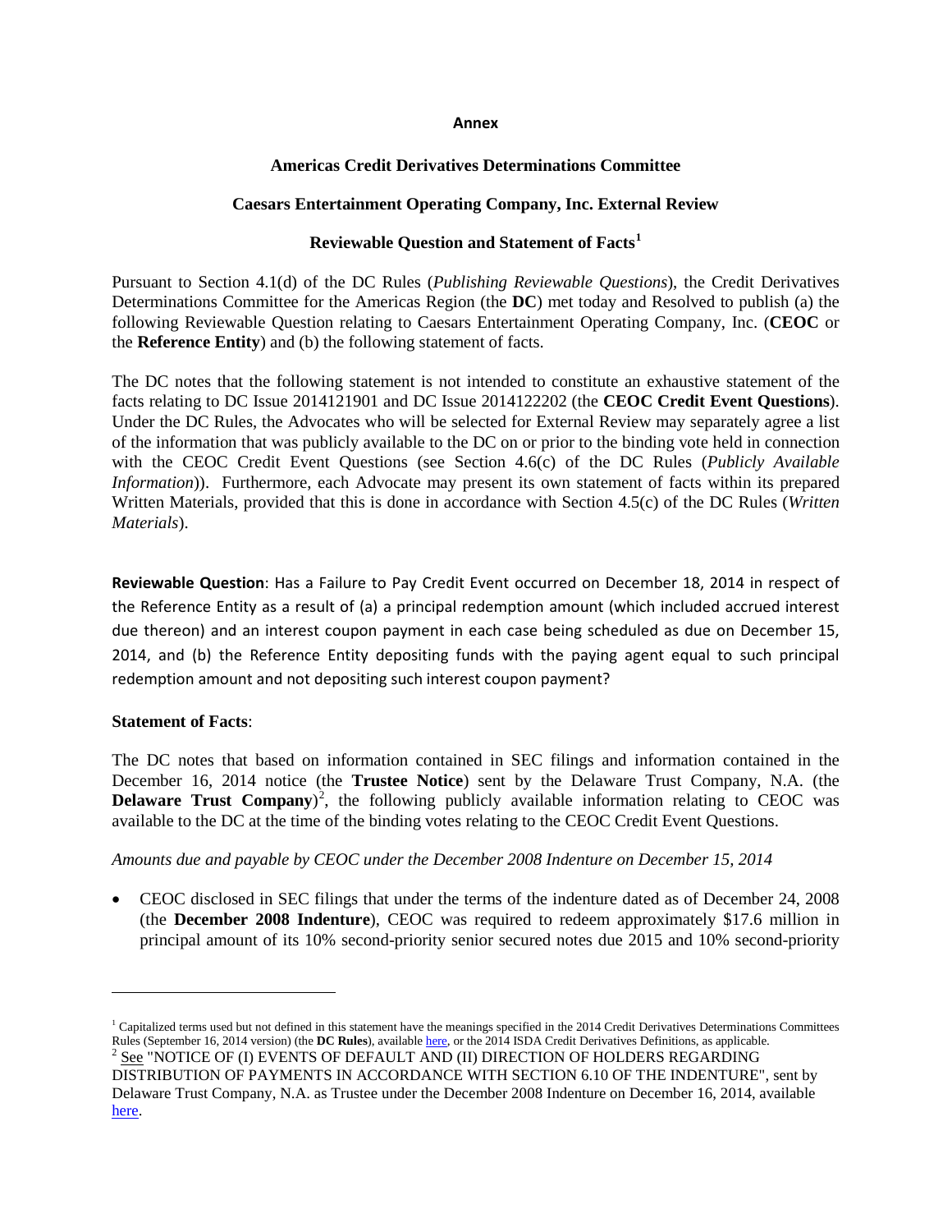**Annex**

**Americas Credit Derivatives Determinations Committee**

**Caesars Entertainment Operating Company, Inc. External Review**

**Reviewable Question and Statement of Facts[1]**

Pursuant to Section 4.1(d) of the DC Rules (*Publishing Reviewable Questions*), the Credit Derivatives Determinations Committee for the Americas Region (the **DC**) met today and Resolved to publish (a) the following Reviewable Question relating to Caesars Entertainment Operating Company, Inc. (**CEOC** or the **Reference Entity**) and (b) the following statement of facts.

The DC notes that the following statement is not intended to constitute an exhaustive statement of the facts relating to DC Issue 2014121901 and DC Issue 2014122202 (the **CEOC Credit Event Questions**). Under the DC Rules, the Advocates who will be selected for External Review may separately agree a list of the information that was publicly available to the DC on or prior to the binding vote held in connection with the CEOC Credit Event Questions (see Section 4.6(c) of the DC Rules (*Publicly Available Information*)). Furthermore, each Advocate may present its own statement of facts within its prepared Written Materials, provided that this is done in accordance with Section 4.5(c) of the DC Rules (*Written Materials*).

**Reviewable Question**: Has a Failure to Pay Credit Event occurred on December 18, 2014 in respect of the Reference Entity as a result of (a) a principal redemption amount (which included accrued interest due thereon) and an interest coupon payment in each case being scheduled as due on December 15, 2014, and (b) the Reference Entity depositing funds with the paying agent equal to such principal redemption amount and not depositing such interest coupon payment?

**Statement of Facts**:

The DC notes that based on information contained in SEC filings and information contained in the December 16, 2014 notice (the **Trustee Notice**) sent by the Delaware Trust Company, N.A. (the **Delaware Trust Company**)[2], the following publicly available information relating to CEOC was available to the DC at the time of the binding votes relating to the CEOC Credit Event Questions.

*Amounts due and payable by CEOC under the December 2008 Indenture on December 15, 2014*

- CEOC disclosed in SEC filings that under the terms of the indenture dated as of December 24, 2008 (the **December 2008 Indenture**), CEOC was required to redeem approximately $17.6 million in principal amount of its 10% second-priority senior secured notes due 2015 and 10% second-priority

---

[1] Capitalized terms used but not defined in this statement have the meanings specified in the 2014 Credit Derivatives Determinations Committees Rules (September 16, 2014 version) (the **DC Rules**), available here, or the 2014 ISDA Credit Derivatives Definitions, as applicable.

[2] See "NOTICE OF (I) EVENTS OF DEFAULT AND (II) DIRECTION OF HOLDERS REGARDING DISTRIBUTION OF PAYMENTS IN ACCORDANCE WITH SECTION 6.10 OF THE INDENTURE", sent by Delaware Trust Company, N.A. as Trustee under the December 2008 Indenture on December 16, 2014, available here.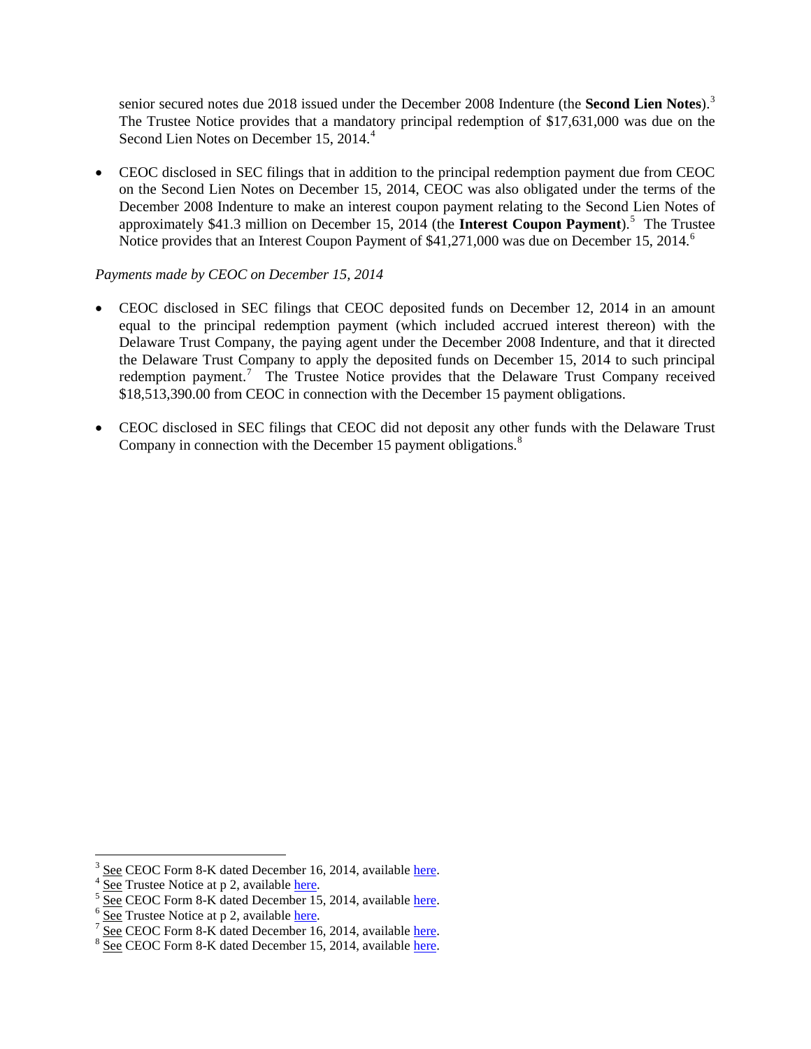senior secured notes due 2018 issued under the December 2008 Indenture (the **Second Lien Notes**).[3] The Trustee Notice provides that a mandatory principal redemption of $17,631,000 was due on the Second Lien Notes on December 15, 2014.[4]

- CEOC disclosed in SEC filings that in addition to the principal redemption payment due from CEOC on the Second Lien Notes on December 15, 2014, CEOC was also obligated under the terms of the December 2008 Indenture to make an interest coupon payment relating to the Second Lien Notes of approximately $41.3 million on December 15, 2014 (the **Interest Coupon Payment**).[5] The Trustee Notice provides that an Interest Coupon Payment of $41,271,000 was due on December 15, 2014.[6]

*Payments made by CEOC on December 15, 2014*

- CEOC disclosed in SEC filings that CEOC deposited funds on December 12, 2014 in an amount equal to the principal redemption payment (which included accrued interest thereon) with the Delaware Trust Company, the paying agent under the December 2008 Indenture, and that it directed the Delaware Trust Company to apply the deposited funds on December 15, 2014 to such principal redemption payment.[7] The Trustee Notice provides that the Delaware Trust Company received $18,513,390.00 from CEOC in connection with the December 15 payment obligations.

- CEOC disclosed in SEC filings that CEOC did not deposit any other funds with the Delaware Trust Company in connection with the December 15 payment obligations.[8]

---

[3] See CEOC Form 8-K dated December 16, 2014, available here.

[4] See Trustee Notice at p 2, available here.

[5] See CEOC Form 8-K dated December 15, 2014, available here.

[6] See Trustee Notice at p 2, available here.

[7] See CEOC Form 8-K dated December 16, 2014, available here.

[8] See CEOC Form 8-K dated December 15, 2014, available here.